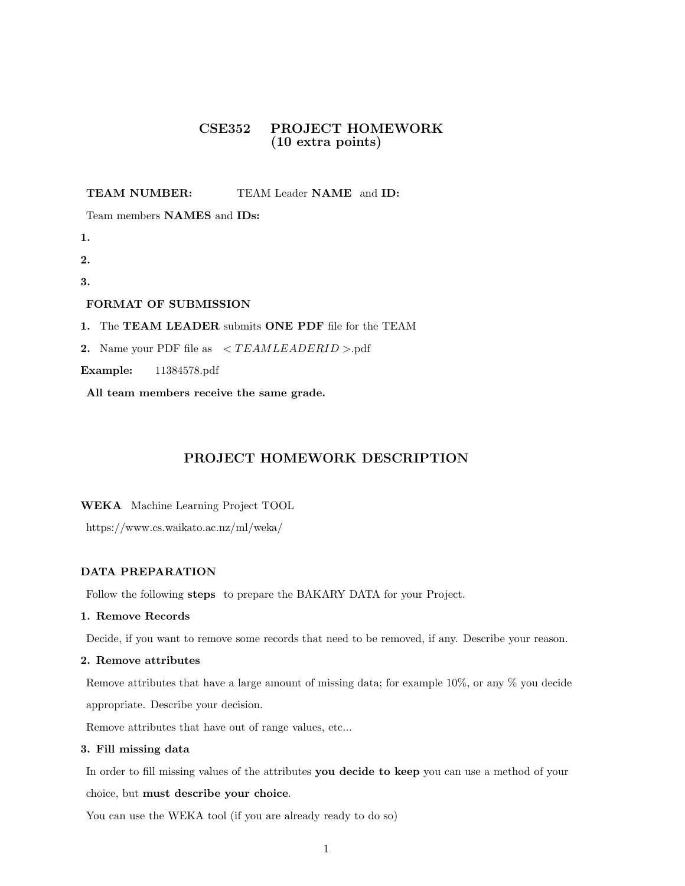# CSE352 PROJECT HOMEWORK (10 extra points)

**TEAM NUMBER:** TEAM Leader **NAME** and **ID:**

Team members **NAMES** and **IDs:**

**1.**

**2.**

**3.**

**FORMAT OF SUBMISSION**

**1.** The **TEAM LEADER** submits **ONE PDF** file for the TEAM

**2.** Name your PDF file as $< TEAMLEADERID >$.pdf

**Example:** 11384578.pdf

**All team members receive the same grade.**

## PROJECT HOMEWORK DESCRIPTION

**WEKA** Machine Learning Project TOOL

https://www.cs.waikato.ac.nz/ml/weka/

### DATA PREPARATION

Follow the following **steps** to prepare the BAKARY DATA for your Project.

**1. Remove Records**

Decide, if you want to remove some records that need to be removed, if any. Describe your reason.

**2. Remove attributes**

Remove attributes that have a large amount of missing data; for example 10%, or any % you decide appropriate. Describe your decision.

Remove attributes that have out of range values, etc...

**3. Fill missing data**

In order to fill missing values of the attributes **you decide to keep** you can use a method of your choice, but **must describe your choice**.

You can use the WEKA tool (if you are already ready to do so)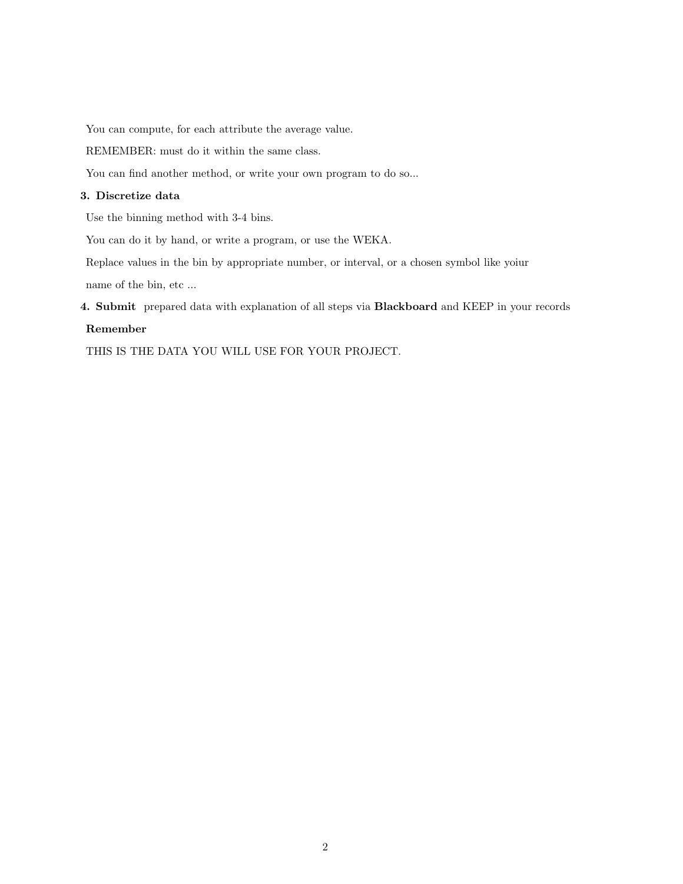You can compute, for each attribute the average value.

REMEMBER: must do it within the same class.

You can find another method, or write your own program to do so...

3. **Discretize data**

   Use the binning method with 3-4 bins.

   You can do it by hand, or write a program, or use the WEKA.

   Replace values in the bin by appropriate number, or interval, or a chosen symbol like yoiur name of the bin, etc ...

4. **Submit** prepared data with explanation of all steps via **Blackboard** and KEEP in your records

   **Remember**

   THIS IS THE DATA YOU WILL USE FOR YOUR PROJECT.